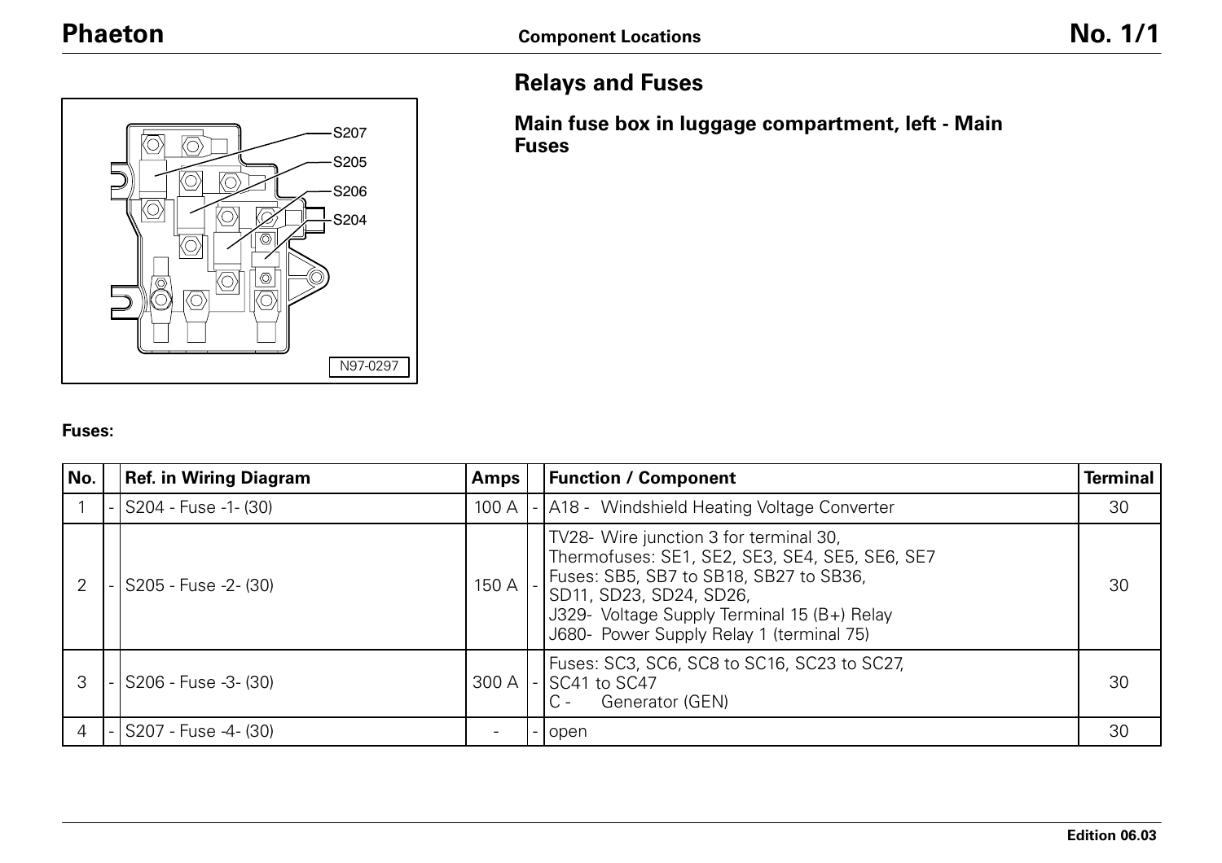## Relays and Fuses

### Main fuse box in luggage compartment, left - Main Fuses

S207

S205

S206

S204

N97-0297

**Fuses:**

| No. | | Ref. in Wiring Diagram | Amps | | Function / Component | Terminal |
|---|---|---|---|---|---|---|
| 1 | - | S204 - Fuse -1- (30) | 100 A | - | A18 - Windshield Heating Voltage Converter | 30 |
| 2 | - | S205 - Fuse -2- (30) | 150 A | - | TV28- Wire junction 3 for terminal 30,<br>Thermofuses: SE1, SE2, SE3, SE4, SE5, SE6, SE7<br>Fuses: SB5, SB7 to SB18, SB27 to SB36,<br>SD11, SD23, SD24, SD26,<br>J329- Voltage Supply Terminal 15 (B+) Relay<br>J680- Power Supply Relay 1 (terminal 75) | 30 |
| 3 | - | S206 - Fuse -3- (30) | 300 A | - | Fuses: SC3, SC6, SC8 to SC16, SC23 to SC27,<br>SC41 to SC47<br>C - Generator (GEN) | 30 |
| 4 | - | S207 - Fuse -4- (30) | - | - | open | 30 |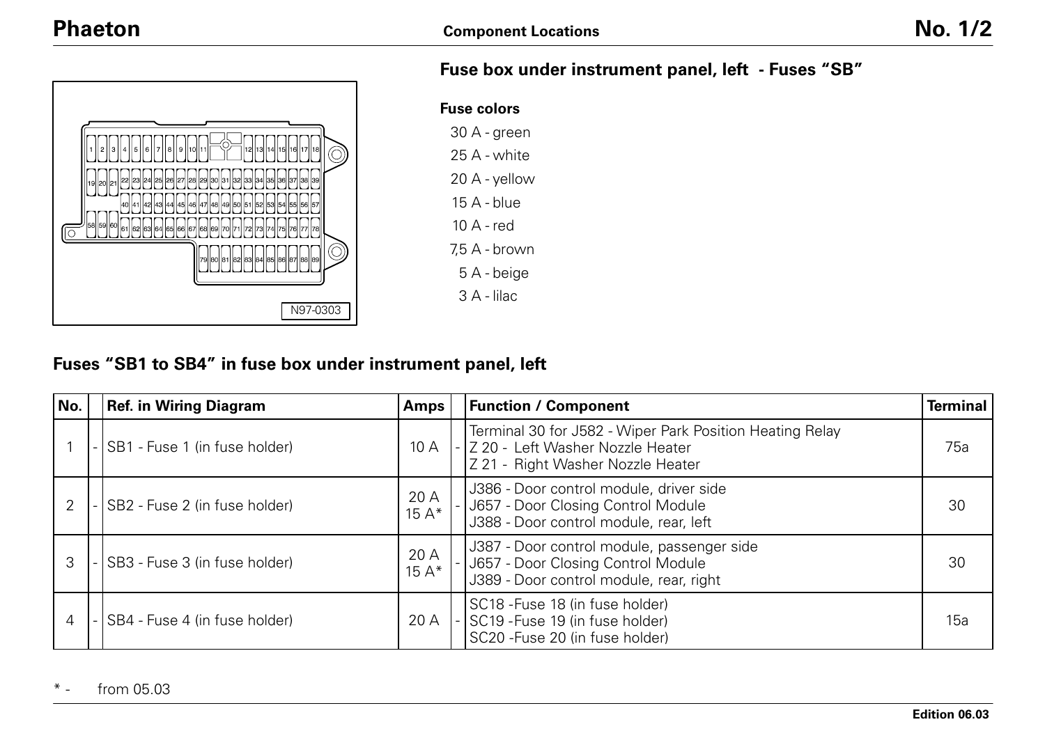## Fuse box under instrument panel, left - Fuses "SB"

**Fuse colors**

30 A - green
25 A - white
20 A - yellow
15 A - blue
10 A - red
7,5 A - brown
5 A - beige
3 A - lilac

## Fuses "SB1 to SB4" in fuse box under instrument panel, left

| No. | | Ref. in Wiring Diagram | Amps | | Function / Component | Terminal |
|---|---|---|---|---|---|---|
| 1 | - | SB1 - Fuse 1 (in fuse holder) | 10 A | - | Terminal 30 for J582 - Wiper Park Position Heating Relay<br>Z 20 - Left Washer Nozzle Heater<br>Z 21 - Right Washer Nozzle Heater | 75a |
| 2 | - | SB2 - Fuse 2 (in fuse holder) | 20 A<br>15 A* | - | J386 - Door control module, driver side<br>J657 - Door Closing Control Module<br>J388 - Door control module, rear, left | 30 |
| 3 | - | SB3 - Fuse 3 (in fuse holder) | 20 A<br>15 A* | - | J387 - Door control module, passenger side<br>J657 - Door Closing Control Module<br>J389 - Door control module, rear, right | 30 |
| 4 | - | SB4 - Fuse 4 (in fuse holder) | 20 A | - | SC18 -Fuse 18 (in fuse holder)<br>SC19 -Fuse 19 (in fuse holder)<br>SC20 -Fuse 20 (in fuse holder) | 15a |

* - from 05.03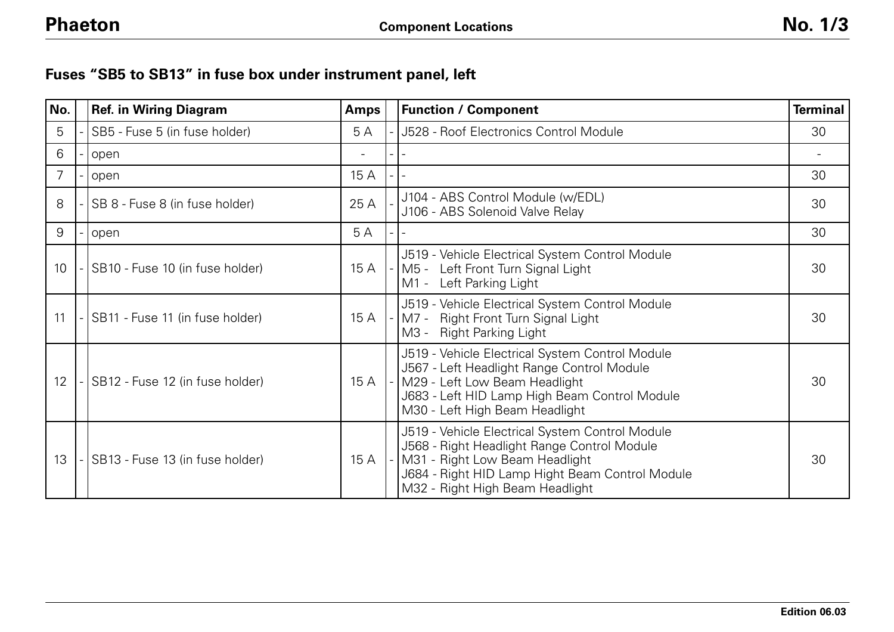## Fuses "SB5 to SB13" in fuse box under instrument panel, left

| No. | | Ref. in Wiring Diagram | Amps | | Function / Component | Terminal |
|---|---|---|---|---|---|---|
| 5 | - | SB5 - Fuse 5 (in fuse holder) | 5 A | - | J528 - Roof Electronics Control Module | 30 |
| 6 | - | open | - | - | - | - |
| 7 | - | open | 15 A | - | - | 30 |
| 8 | - | SB 8 - Fuse 8 (in fuse holder) | 25 A | - | J104 - ABS Control Module (w/EDL)<br>J106 - ABS Solenoid Valve Relay | 30 |
| 9 | - | open | 5 A | - | - | 30 |
| 10 | - | SB10 - Fuse 10 (in fuse holder) | 15 A | - | J519 - Vehicle Electrical System Control Module<br>M5 - Left Front Turn Signal Light<br>M1 - Left Parking Light | 30 |
| 11 | - | SB11 - Fuse 11 (in fuse holder) | 15 A | - | J519 - Vehicle Electrical System Control Module<br>M7 - Right Front Turn Signal Light<br>M3 - Right Parking Light | 30 |
| 12 | - | SB12 - Fuse 12 (in fuse holder) | 15 A | - | J519 - Vehicle Electrical System Control Module<br>J567 - Left Headlight Range Control Module<br>M29 - Left Low Beam Headlight<br>J683 - Left HID Lamp High Beam Control Module<br>M30 - Left High Beam Headlight | 30 |
| 13 | - | SB13 - Fuse 13 (in fuse holder) | 15 A | - | J519 - Vehicle Electrical System Control Module<br>J568 - Right Headlight Range Control Module<br>M31 - Right Low Beam Headlight<br>J684 - Right HID Lamp Hight Beam Control Module<br>M32 - Right High Beam Headlight | 30 |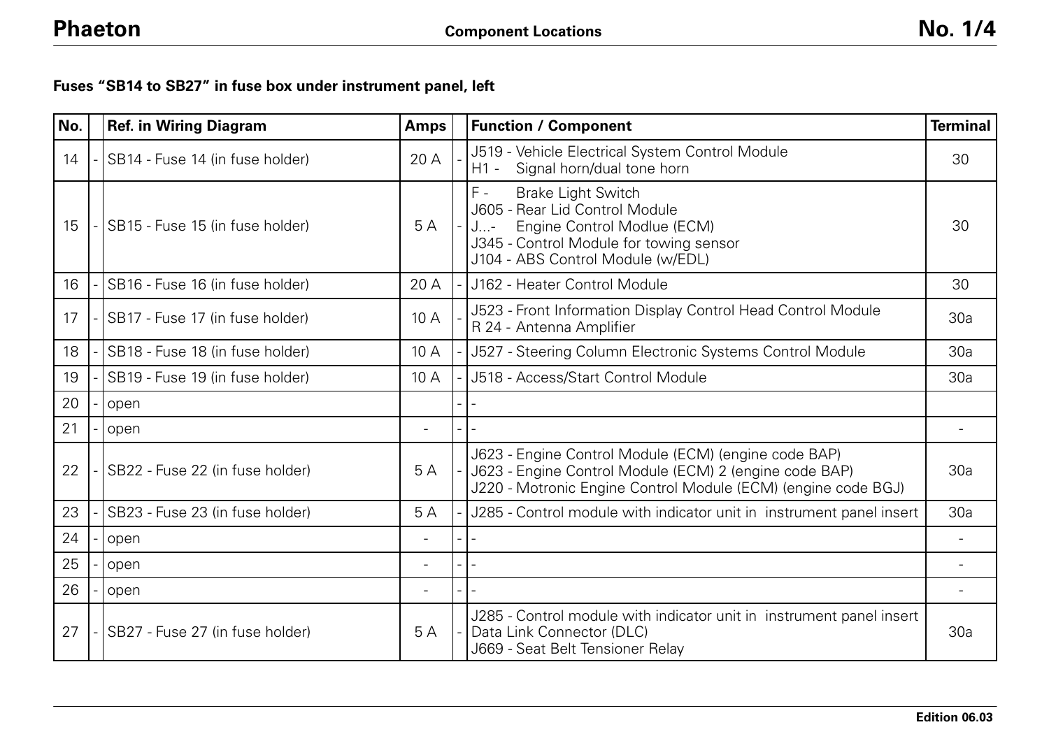**Fuses "SB14 to SB27" in fuse box under instrument panel, left**

| No. | | Ref. in Wiring Diagram | Amps | | Function / Component | Terminal |
|---|---|---|---|---|---|---|
| 14 | - | SB14 - Fuse 14 (in fuse holder) | 20 A | - | J519 - Vehicle Electrical System Control Module<br>H1 - Signal horn/dual tone horn | 30 |
| 15 | - | SB15 - Fuse 15 (in fuse holder) | 5 A | - | F - Brake Light Switch<br>J605 - Rear Lid Control Module<br>J...- Engine Control Modlue (ECM)<br>J345 - Control Module for towing sensor<br>J104 - ABS Control Module (w/EDL) | 30 |
| 16 | - | SB16 - Fuse 16 (in fuse holder) | 20 A | - | J162 - Heater Control Module | 30 |
| 17 | - | SB17 - Fuse 17 (in fuse holder) | 10 A | - | J523 - Front Information Display Control Head Control Module<br>R 24 - Antenna Amplifier | 30a |
| 18 | - | SB18 - Fuse 18 (in fuse holder) | 10 A | - | J527 - Steering Column Electronic Systems Control Module | 30a |
| 19 | - | SB19 - Fuse 19 (in fuse holder) | 10 A | - | J518 - Access/Start Control Module | 30a |
| 20 | - | open | | - | - | |
| 21 | - | open | - | - | - | - |
| 22 | - | SB22 - Fuse 22 (in fuse holder) | 5 A | - | J623 - Engine Control Module (ECM) (engine code BAP)<br>J623 - Engine Control Module (ECM) 2 (engine code BAP)<br>J220 - Motronic Engine Control Module (ECM) (engine code BGJ) | 30a |
| 23 | - | SB23 - Fuse 23 (in fuse holder) | 5 A | - | J285 - Control module with indicator unit in instrument panel insert | 30a |
| 24 | - | open | - | - | - | - |
| 25 | - | open | - | - | - | - |
| 26 | - | open | - | - | - | - |
| 27 | - | SB27 - Fuse 27 (in fuse holder) | 5 A | - | J285 - Control module with indicator unit in instrument panel insert<br>Data Link Connector (DLC)<br>J669 - Seat Belt Tensioner Relay | 30a |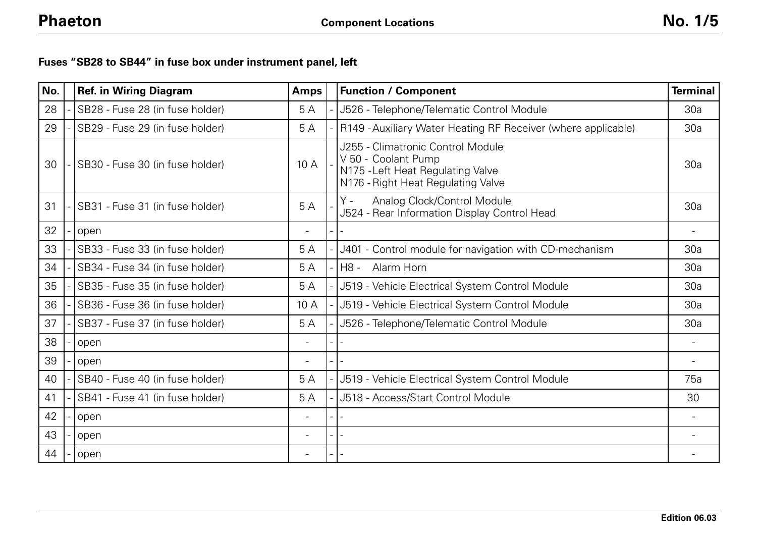**Fuses "SB28 to SB44" in fuse box under instrument panel, left**

| No. | | Ref. in Wiring Diagram | Amps | | Function / Component | Terminal |
|---|---|---|---|---|---|---|
| 28 | - | SB28 - Fuse 28 (in fuse holder) | 5 A | - | J526 - Telephone/Telematic Control Module | 30a |
| 29 | - | SB29 - Fuse 29 (in fuse holder) | 5 A | - | R149 - Auxiliary Water Heating RF Receiver (where applicable) | 30a |
| 30 | - | SB30 - Fuse 30 (in fuse holder) | 10 A | - | J255 - Climatronic Control Module<br>V 50 - Coolant Pump<br>N175 - Left Heat Regulating Valve<br>N176 - Right Heat Regulating Valve | 30a |
| 31 | - | SB31 - Fuse 31 (in fuse holder) | 5 A | - | Y - Analog Clock/Control Module<br>J524 - Rear Information Display Control Head | 30a |
| 32 | - | open | - | - | - | - |
| 33 | - | SB33 - Fuse 33 (in fuse holder) | 5 A | - | J401 - Control module for navigation with CD-mechanism | 30a |
| 34 | - | SB34 - Fuse 34 (in fuse holder) | 5 A | - | H8 - Alarm Horn | 30a |
| 35 | - | SB35 - Fuse 35 (in fuse holder) | 5 A | - | J519 - Vehicle Electrical System Control Module | 30a |
| 36 | - | SB36 - Fuse 36 (in fuse holder) | 10 A | - | J519 - Vehicle Electrical System Control Module | 30a |
| 37 | - | SB37 - Fuse 37 (in fuse holder) | 5 A | - | J526 - Telephone/Telematic Control Module | 30a |
| 38 | - | open | - | - | - | - |
| 39 | - | open | - | - | - | - |
| 40 | - | SB40 - Fuse 40 (in fuse holder) | 5 A | - | J519 - Vehicle Electrical System Control Module | 75a |
| 41 | - | SB41 - Fuse 41 (in fuse holder) | 5 A | - | J518 - Access/Start Control Module | 30 |
| 42 | - | open | - | - | - | - |
| 43 | - | open | - | - | - | - |
| 44 | - | open | - | - | - | - |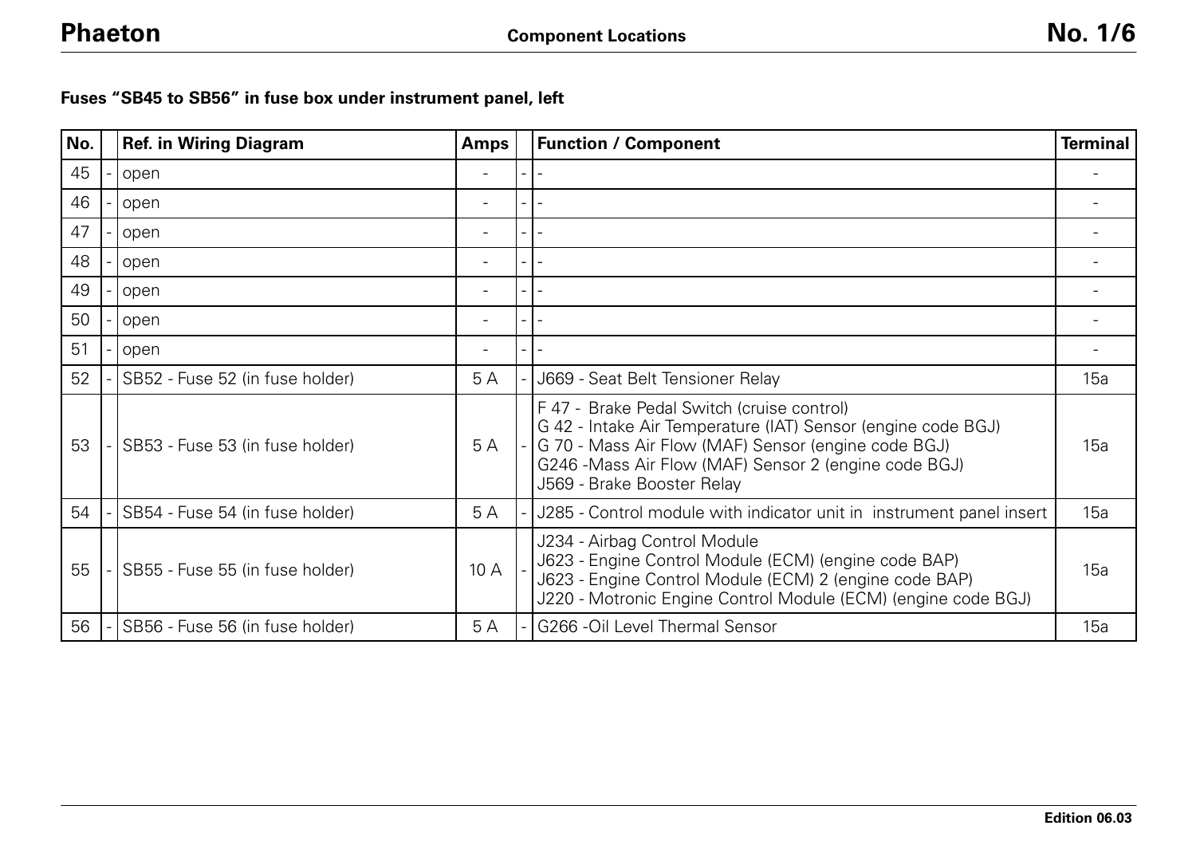**Fuses "SB45 to SB56" in fuse box under instrument panel, left**

| No. | | Ref. in Wiring Diagram | Amps | | Function / Component | Terminal |
|---|---|---|---|---|---|---|
| 45 | - | open | - | - | - | - |
| 46 | - | open | - | - | - | - |
| 47 | - | open | - | - | - | - |
| 48 | - | open | - | - | - | - |
| 49 | - | open | - | - | - | - |
| 50 | - | open | - | - | - | - |
| 51 | - | open | - | - | - | - |
| 52 | - | SB52 - Fuse 52 (in fuse holder) | 5 A | - | J669 - Seat Belt Tensioner Relay | 15a |
| 53 | - | SB53 - Fuse 53 (in fuse holder) | 5 A | - | F 47 - Brake Pedal Switch (cruise control)<br>G 42 - Intake Air Temperature (IAT) Sensor (engine code BGJ)<br>G 70 - Mass Air Flow (MAF) Sensor (engine code BGJ)<br>G246 -Mass Air Flow (MAF) Sensor 2 (engine code BGJ)<br>J569 - Brake Booster Relay | 15a |
| 54 | - | SB54 - Fuse 54 (in fuse holder) | 5 A | - | J285 - Control module with indicator unit in instrument panel insert | 15a |
| 55 | - | SB55 - Fuse 55 (in fuse holder) | 10 A | - | J234 - Airbag Control Module<br>J623 - Engine Control Module (ECM) (engine code BAP)<br>J623 - Engine Control Module (ECM) 2 (engine code BAP)<br>J220 - Motronic Engine Control Module (ECM) (engine code BGJ) | 15a |
| 56 | - | SB56 - Fuse 56 (in fuse holder) | 5 A | - | G266 -Oil Level Thermal Sensor | 15a |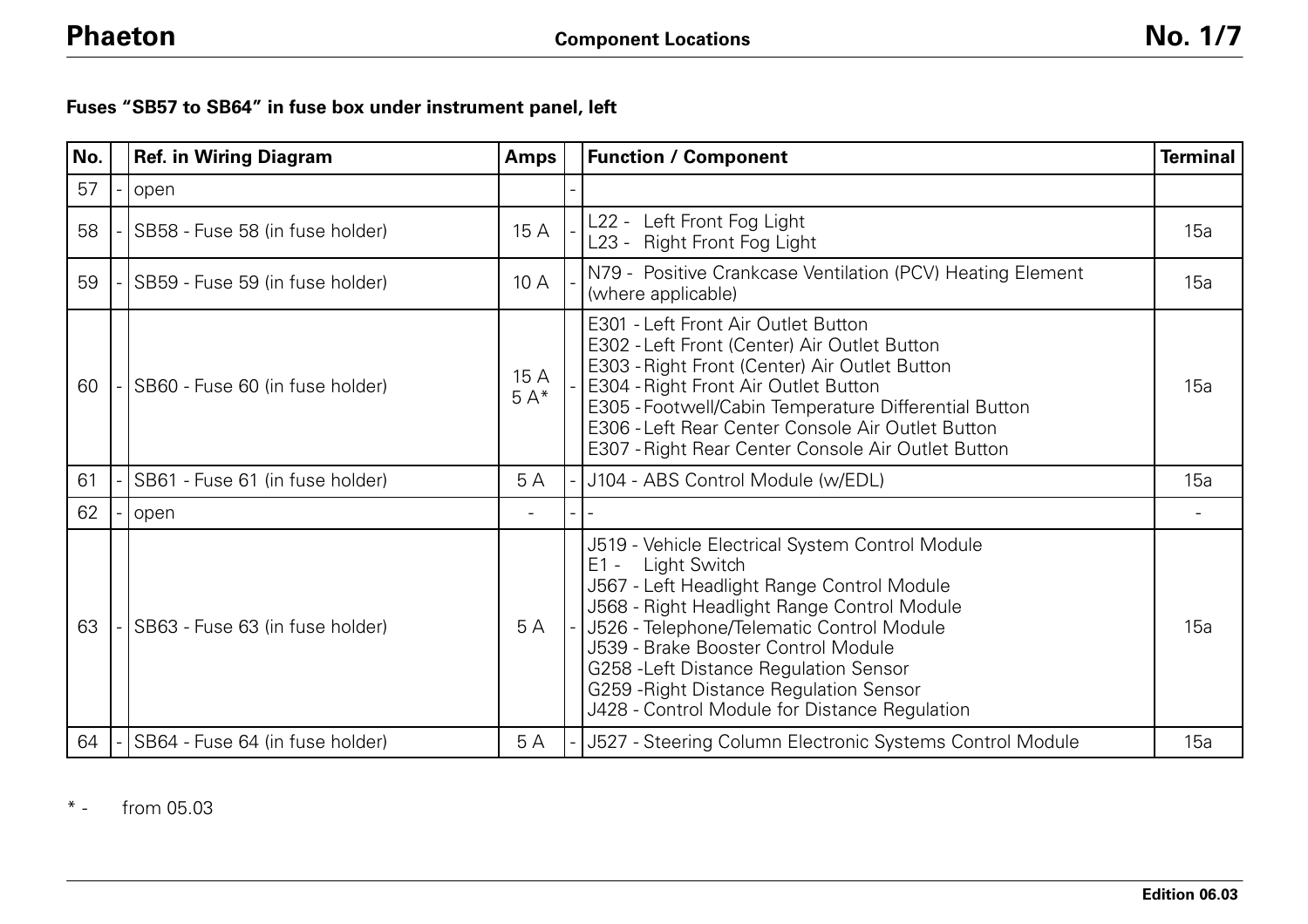**Fuses "SB57 to SB64" in fuse box under instrument panel, left**

| No. | | Ref. in Wiring Diagram | Amps | | Function / Component | Terminal |
|---|---|---|---|---|---|---|
| 57 | - | open | | - | | |
| 58 | - | SB58 - Fuse 58 (in fuse holder) | 15 A | - | L22 - Left Front Fog Light<br>L23 - Right Front Fog Light | 15a |
| 59 | - | SB59 - Fuse 59 (in fuse holder) | 10 A | - | N79 - Positive Crankcase Ventilation (PCV) Heating Element (where applicable) | 15a |
| 60 | - | SB60 - Fuse 60 (in fuse holder) | 15 A<br>5 A* | - | E301 - Left Front Air Outlet Button<br>E302 - Left Front (Center) Air Outlet Button<br>E303 - Right Front (Center) Air Outlet Button<br>E304 - Right Front Air Outlet Button<br>E305 - Footwell/Cabin Temperature Differential Button<br>E306 - Left Rear Center Console Air Outlet Button<br>E307 - Right Rear Center Console Air Outlet Button | 15a |
| 61 | - | SB61 - Fuse 61 (in fuse holder) | 5 A | - | J104 - ABS Control Module (w/EDL) | 15a |
| 62 | - | open | - | - | - | - |
| 63 | - | SB63 - Fuse 63 (in fuse holder) | 5 A | - | J519 - Vehicle Electrical System Control Module<br>E1 - Light Switch<br>J567 - Left Headlight Range Control Module<br>J568 - Right Headlight Range Control Module<br>J526 - Telephone/Telematic Control Module<br>J539 - Brake Booster Control Module<br>G258 -Left Distance Regulation Sensor<br>G259 -Right Distance Regulation Sensor<br>J428 - Control Module for Distance Regulation | 15a |
| 64 | - | SB64 - Fuse 64 (in fuse holder) | 5 A | - | J527 - Steering Column Electronic Systems Control Module | 15a |

\* - from 05.03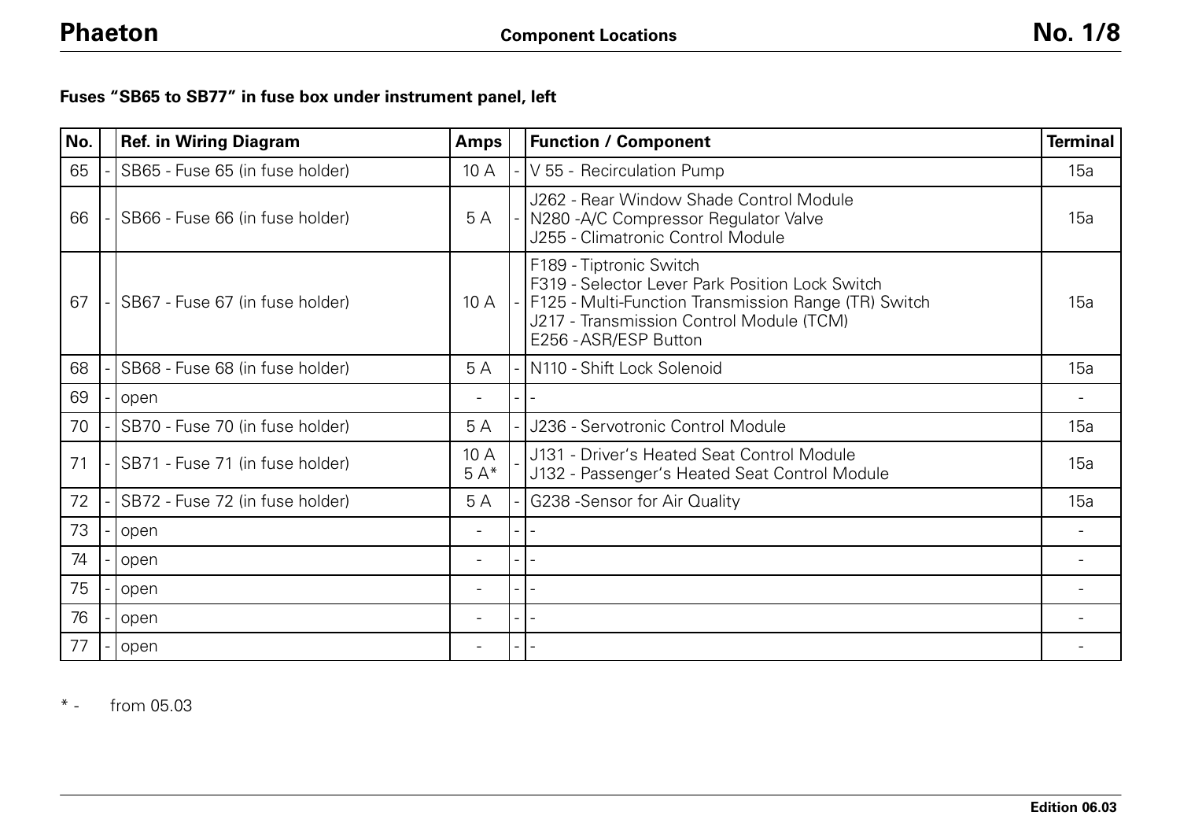**Fuses "SB65 to SB77" in fuse box under instrument panel, left**

| No. | | Ref. in Wiring Diagram | Amps | | Function / Component | Terminal |
|---|---|---|---|---|---|---|
| 65 | - | SB65 - Fuse 65 (in fuse holder) | 10 A | - | V 55 - Recirculation Pump | 15a |
| 66 | - | SB66 - Fuse 66 (in fuse holder) | 5 A | - | J262 - Rear Window Shade Control Module<br>N280 -A/C Compressor Regulator Valve<br>J255 - Climatronic Control Module | 15a |
| 67 | - | SB67 - Fuse 67 (in fuse holder) | 10 A | - | F189 - Tiptronic Switch<br>F319 - Selector Lever Park Position Lock Switch<br>F125 - Multi-Function Transmission Range (TR) Switch<br>J217 - Transmission Control Module (TCM)<br>E256 -ASR/ESP Button | 15a |
| 68 | - | SB68 - Fuse 68 (in fuse holder) | 5 A | - | N110 - Shift Lock Solenoid | 15a |
| 69 | - | open | - | - | - | - |
| 70 | - | SB70 - Fuse 70 (in fuse holder) | 5 A | - | J236 - Servotronic Control Module | 15a |
| 71 | - | SB71 - Fuse 71 (in fuse holder) | 10 A<br>5 A* | - | J131 - Driver's Heated Seat Control Module<br>J132 - Passenger's Heated Seat Control Module | 15a |
| 72 | - | SB72 - Fuse 72 (in fuse holder) | 5 A | - | G238 -Sensor for Air Quality | 15a |
| 73 | - | open | - | - | - | - |
| 74 | - | open | - | - | - | - |
| 75 | - | open | - | - | - | - |
| 76 | - | open | - | - | - | - |
| 77 | - | open | - | - | - | - |

\* - from 05.03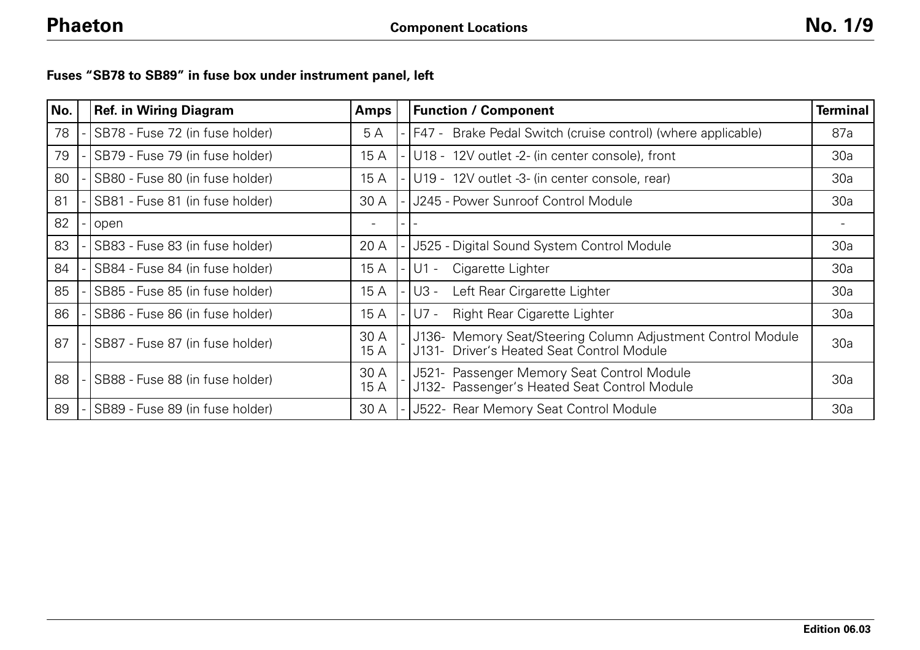**Fuses "SB78 to SB89" in fuse box under instrument panel, left**

| No. | | Ref. in Wiring Diagram | Amps | | Function / Component | Terminal |
|---|---|---|---|---|---|---|
| 78 | - | SB78 - Fuse 72 (in fuse holder) | 5 A | - | F47 - Brake Pedal Switch (cruise control) (where applicable) | 87a |
| 79 | - | SB79 - Fuse 79 (in fuse holder) | 15 A | - | U18 - 12V outlet -2- (in center console), front | 30a |
| 80 | - | SB80 - Fuse 80 (in fuse holder) | 15 A | - | U19 - 12V outlet -3- (in center console, rear) | 30a |
| 81 | - | SB81 - Fuse 81 (in fuse holder) | 30 A | - | J245 - Power Sunroof Control Module | 30a |
| 82 | - | open | - | - | - | - |
| 83 | - | SB83 - Fuse 83 (in fuse holder) | 20 A | - | J525 - Digital Sound System Control Module | 30a |
| 84 | - | SB84 - Fuse 84 (in fuse holder) | 15 A | - | U1 - Cigarette Lighter | 30a |
| 85 | - | SB85 - Fuse 85 (in fuse holder) | 15 A | - | U3 - Left Rear Cirgarette Lighter | 30a |
| 86 | - | SB86 - Fuse 86 (in fuse holder) | 15 A | - | U7 - Right Rear Cigarette Lighter | 30a |
| 87 | - | SB87 - Fuse 87 (in fuse holder) | 30 A<br>15 A | - | J136- Memory Seat/Steering Column Adjustment Control Module<br>J131- Driver's Heated Seat Control Module | 30a |
| 88 | - | SB88 - Fuse 88 (in fuse holder) | 30 A<br>15 A | - | J521- Passenger Memory Seat Control Module<br>J132- Passenger's Heated Seat Control Module | 30a |
| 89 | - | SB89 - Fuse 89 (in fuse holder) | 30 A | - | J522- Rear Memory Seat Control Module | 30a |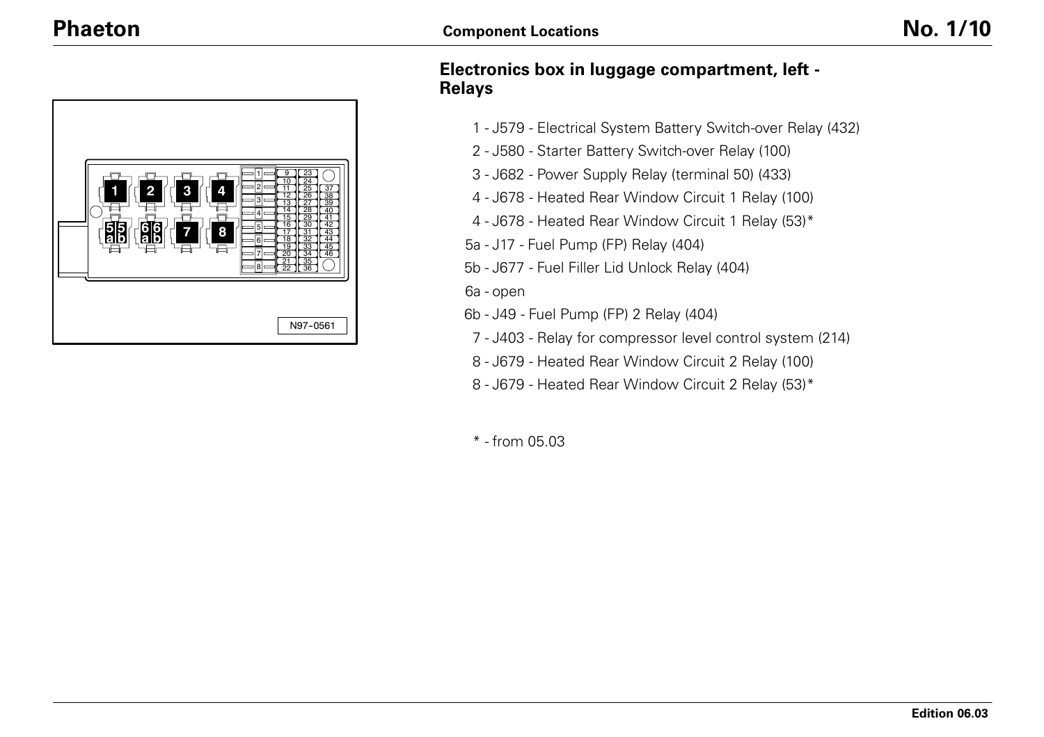## Electronics box in luggage compartment, left - Relays

- 1 - J579 - Electrical System Battery Switch-over Relay (432)
- 2 - J580 - Starter Battery Switch-over Relay (100)
- 3 - J682 - Power Supply Relay (terminal 50) (433)
- 4 - J678 - Heated Rear Window Circuit 1 Relay (100)
- 4 - J678 - Heated Rear Window Circuit 1 Relay (53)*
- 5a - J17 - Fuel Pump (FP) Relay (404)
- 5b - J677 - Fuel Filler Lid Unlock Relay (404)
- 6a - open
- 6b - J49 - Fuel Pump (FP) 2 Relay (404)
- 7 - J403 - Relay for compressor level control system (214)
- 8 - J679 - Heated Rear Window Circuit 2 Relay (100)
- 8 - J679 - Heated Rear Window Circuit 2 Relay (53)*

* - from 05.03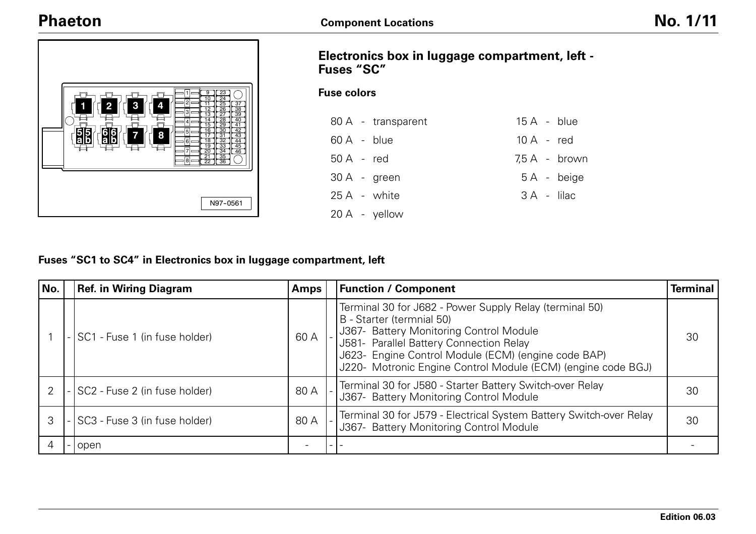## Electronics box in luggage compartment, left - Fuses "SC"

### Fuse colors

| | | |
|---|---|---|
| 80 A | - | transparent |
| 60 A | - | blue |
| 50 A | - | red |
| 30 A | - | green |
| 25 A | - | white |
| 20 A | - | yellow |
| 15 A | - | blue |
| 10 A | - | red |
| 7,5 A | - | brown |
| 5 A | - | beige |
| 3 A | - | lilac |

### Fuses "SC1 to SC4" in Electronics box in luggage compartment, left

| No. | | Ref. in Wiring Diagram | Amps | | Function / Component | Terminal |
|---|---|---|---|---|---|---|
| 1 | - | SC1 - Fuse 1 (in fuse holder) | 60 A | - | Terminal 30 for J682 - Power Supply Relay (terminal 50)<br>B - Starter (termnial 50)<br>J367- Battery Monitoring Control Module<br>J581- Parallel Battery Connection Relay<br>J623- Engine Control Module (ECM) (engine code BAP)<br>J220- Motronic Engine Control Module (ECM) (engine code BGJ) | 30 |
| 2 | - | SC2 - Fuse 2 (in fuse holder) | 80 A | - | Terminal 30 for J580 - Starter Battery Switch-over Relay<br>J367- Battery Monitoring Control Module | 30 |
| 3 | - | SC3 - Fuse 3 (in fuse holder) | 80 A | - | Terminal 30 for J579 - Electrical System Battery Switch-over Relay<br>J367- Battery Monitoring Control Module | 30 |
| 4 | - | open | - | - | - | - |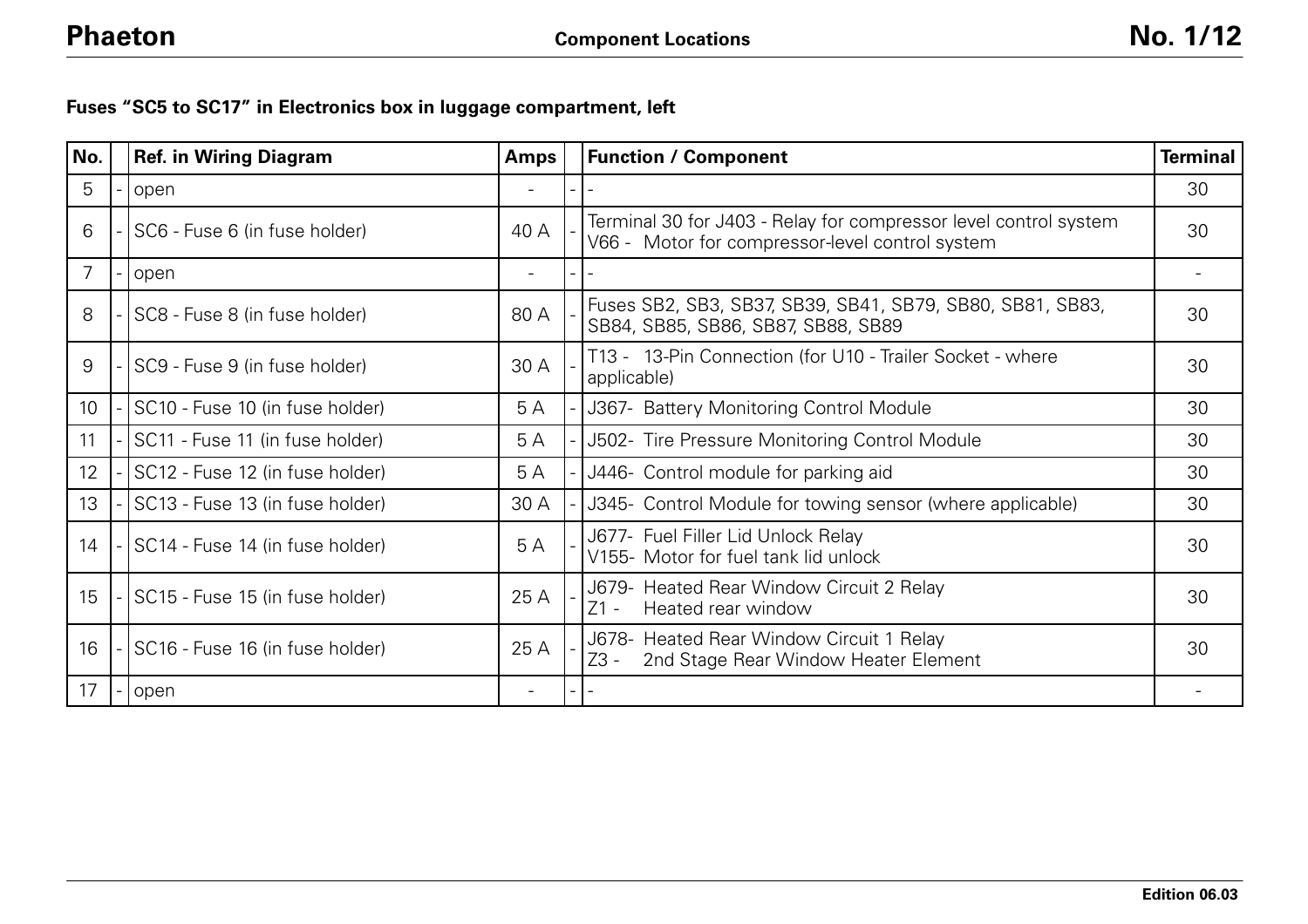**Fuses "SC5 to SC17" in Electronics box in luggage compartment, left**

| No. | Ref. in Wiring Diagram | Amps | Function / Component | Terminal |
|---|---|---|---|---|
| 5 | open | - | - | 30 |
| 6 | SC6 - Fuse 6 (in fuse holder) | 40 A | Terminal 30 for J403 - Relay for compressor level control system<br>V66 - Motor for compressor-level control system | 30 |
| 7 | open | - | - | - |
| 8 | SC8 - Fuse 8 (in fuse holder) | 80 A | Fuses SB2, SB3, SB37, SB39, SB41, SB79, SB80, SB81, SB83, SB84, SB85, SB86, SB87, SB88, SB89 | 30 |
| 9 | SC9 - Fuse 9 (in fuse holder) | 30 A | T13 - 13-Pin Connection (for U10 - Trailer Socket - where applicable) | 30 |
| 10 | SC10 - Fuse 10 (in fuse holder) | 5 A | J367- Battery Monitoring Control Module | 30 |
| 11 | SC11 - Fuse 11 (in fuse holder) | 5 A | J502- Tire Pressure Monitoring Control Module | 30 |
| 12 | SC12 - Fuse 12 (in fuse holder) | 5 A | J446- Control module for parking aid | 30 |
| 13 | SC13 - Fuse 13 (in fuse holder) | 30 A | J345- Control Module for towing sensor (where applicable) | 30 |
| 14 | SC14 - Fuse 14 (in fuse holder) | 5 A | J677- Fuel Filler Lid Unlock Relay<br>V155- Motor for fuel tank lid unlock | 30 |
| 15 | SC15 - Fuse 15 (in fuse holder) | 25 A | J679- Heated Rear Window Circuit 2 Relay<br>Z1 - Heated rear window | 30 |
| 16 | SC16 - Fuse 16 (in fuse holder) | 25 A | J678- Heated Rear Window Circuit 1 Relay<br>Z3 - 2nd Stage Rear Window Heater Element | 30 |
| 17 | open | - | - | - |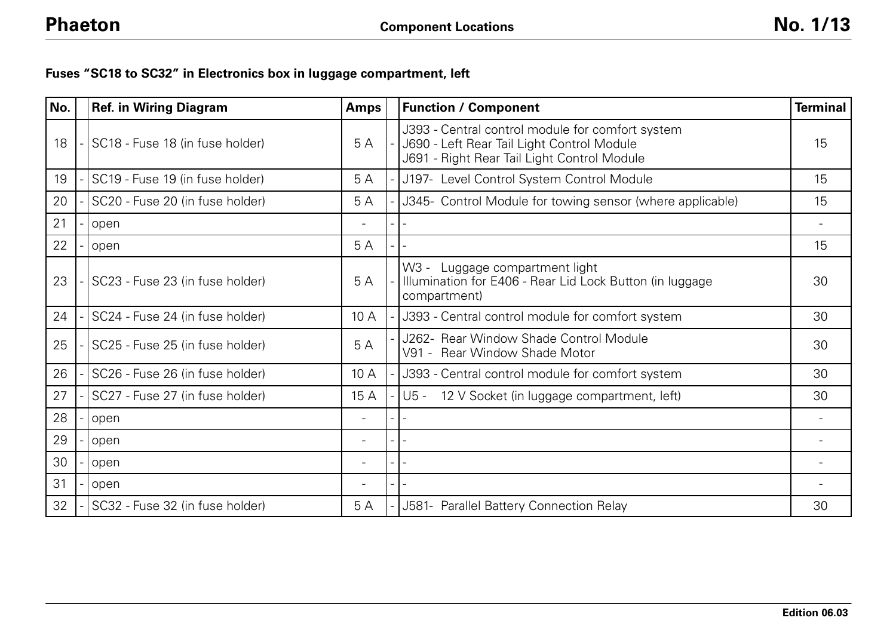**Fuses “SC18 to SC32” in Electronics box in luggage compartment, left**

| No. | | Ref. in Wiring Diagram | Amps | | Function / Component | Terminal |
|---|---|---|---|---|---|---|
| 18 | - | SC18 - Fuse 18 (in fuse holder) | 5 A | - | J393 - Central control module for comfort system<br>J690 - Left Rear Tail Light Control Module<br>J691 - Right Rear Tail Light Control Module | 15 |
| 19 | - | SC19 - Fuse 19 (in fuse holder) | 5 A | - | J197- Level Control System Control Module | 15 |
| 20 | - | SC20 - Fuse 20 (in fuse holder) | 5 A | - | J345- Control Module for towing sensor (where applicable) | 15 |
| 21 | - | open | - | - | - | - |
| 22 | - | open | 5 A | - | - | 15 |
| 23 | - | SC23 - Fuse 23 (in fuse holder) | 5 A | - | W3 - Luggage compartment light<br>Illumination for E406 - Rear Lid Lock Button (in luggage compartment) | 30 |
| 24 | - | SC24 - Fuse 24 (in fuse holder) | 10 A | - | J393 - Central control module for comfort system | 30 |
| 25 | - | SC25 - Fuse 25 (in fuse holder) | 5 A | - | J262- Rear Window Shade Control Module<br>V91 - Rear Window Shade Motor | 30 |
| 26 | - | SC26 - Fuse 26 (in fuse holder) | 10 A | - | J393 - Central control module for comfort system | 30 |
| 27 | - | SC27 - Fuse 27 (in fuse holder) | 15 A | - | U5 - 12 V Socket (in luggage compartment, left) | 30 |
| 28 | - | open | - | - | - | - |
| 29 | - | open | - | - | - | - |
| 30 | - | open | - | - | - | - |
| 31 | - | open | - | - | - | - |
| 32 | - | SC32 - Fuse 32 (in fuse holder) | 5 A | - | J581- Parallel Battery Connection Relay | 30 |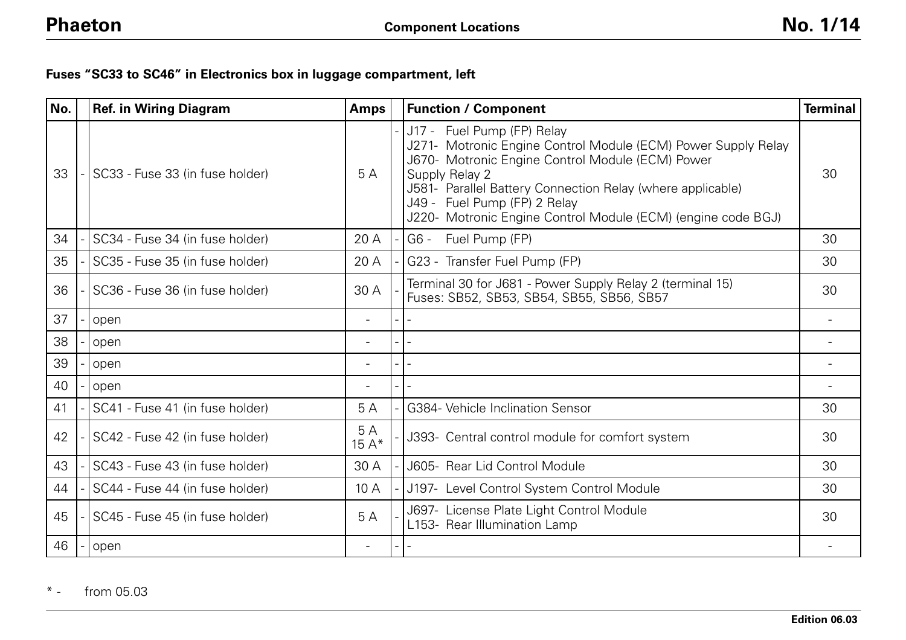**Fuses "SC33 to SC46" in Electronics box in luggage compartment, left**

| No. | | Ref. in Wiring Diagram | Amps | | Function / Component | Terminal |
|---|---|---|---|---|---|---|
| 33 | - | SC33 - Fuse 33 (in fuse holder) | 5 A | - | J17 - Fuel Pump (FP) Relay<br>J271- Motronic Engine Control Module (ECM) Power Supply Relay<br>J670- Motronic Engine Control Module (ECM) Power Supply Relay 2<br>J581- Parallel Battery Connection Relay (where applicable)<br>J49 - Fuel Pump (FP) 2 Relay<br>J220- Motronic Engine Control Module (ECM) (engine code BGJ) | 30 |
| 34 | - | SC34 - Fuse 34 (in fuse holder) | 20 A | - | G6 - Fuel Pump (FP) | 30 |
| 35 | - | SC35 - Fuse 35 (in fuse holder) | 20 A | - | G23 - Transfer Fuel Pump (FP) | 30 |
| 36 | - | SC36 - Fuse 36 (in fuse holder) | 30 A | - | Terminal 30 for J681 - Power Supply Relay 2 (terminal 15)<br>Fuses: SB52, SB53, SB54, SB55, SB56, SB57 | 30 |
| 37 | - | open | - | - | - | - |
| 38 | - | open | - | - | - | - |
| 39 | - | open | - | - | - | - |
| 40 | - | open | - | - | - | - |
| 41 | - | SC41 - Fuse 41 (in fuse holder) | 5 A | - | G384- Vehicle Inclination Sensor | 30 |
| 42 | - | SC42 - Fuse 42 (in fuse holder) | 5 A<br>15 A* | - | J393- Central control module for comfort system | 30 |
| 43 | - | SC43 - Fuse 43 (in fuse holder) | 30 A | - | J605- Rear Lid Control Module | 30 |
| 44 | - | SC44 - Fuse 44 (in fuse holder) | 10 A | - | J197- Level Control System Control Module | 30 |
| 45 | - | SC45 - Fuse 45 (in fuse holder) | 5 A | - | J697- License Plate Light Control Module<br>L153- Rear Illumination Lamp | 30 |
| 46 | - | open | - | - | - | - |

\* - from 05.03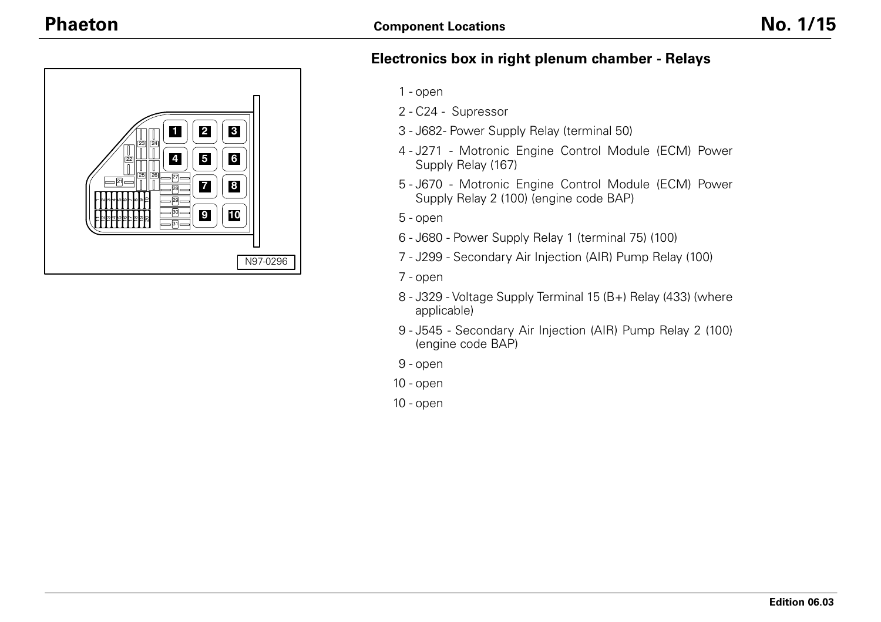## Electronics box in right plenum chamber - Relays

1 - open

2 - C24 - Supressor

3 - J682- Power Supply Relay (terminal 50)

4 - J271 - Motronic Engine Control Module (ECM) Power Supply Relay (167)

5 - J670 - Motronic Engine Control Module (ECM) Power Supply Relay 2 (100) (engine code BAP)

5 - open

6 - J680 - Power Supply Relay 1 (terminal 75) (100)

7 - J299 - Secondary Air Injection (AIR) Pump Relay (100)

7 - open

8 - J329 - Voltage Supply Terminal 15 (B+) Relay (433) (where applicable)

9 - J545 - Secondary Air Injection (AIR) Pump Relay 2 (100) (engine code BAP)

9 - open

10 - open

10 - open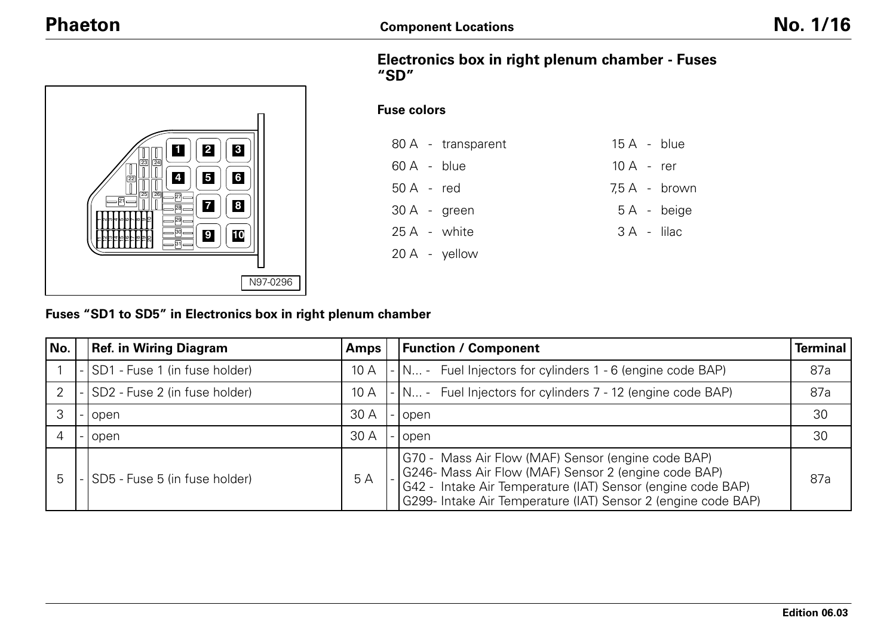## Electronics box in right plenum chamber - Fuses "SD"

### Fuse colors

| | |
|---|---|
| 80 A - transparent | 15 A - blue |
| 60 A - blue | 10 A - rer |
| 50 A - red | 7,5 A - brown |
| 30 A - green | 5 A - beige |
| 25 A - white | 3 A - lilac |
| 20 A - yellow | |

N97-0296

### Fuses "SD1 to SD5" in Electronics box in right plenum chamber

| No. | | Ref. in Wiring Diagram | Amps | | Function / Component | Terminal |
|---|---|---|---|---|---|---|
| 1 | - | SD1 - Fuse 1 (in fuse holder) | 10 A | - | N... - Fuel Injectors for cylinders 1 - 6 (engine code BAP) | 87a |
| 2 | - | SD2 - Fuse 2 (in fuse holder) | 10 A | - | N... - Fuel Injectors for cylinders 7 - 12 (engine code BAP) | 87a |
| 3 | - | open | 30 A | - | open | 30 |
| 4 | - | open | 30 A | - | open | 30 |
| 5 | - | SD5 - Fuse 5 (in fuse holder) | 5 A | - | G70 - Mass Air Flow (MAF) Sensor (engine code BAP)<br>G246- Mass Air Flow (MAF) Sensor 2 (engine code BAP)<br>G42 - Intake Air Temperature (IAT) Sensor (engine code BAP)<br>G299- Intake Air Temperature (IAT) Sensor 2 (engine code BAP) | 87a |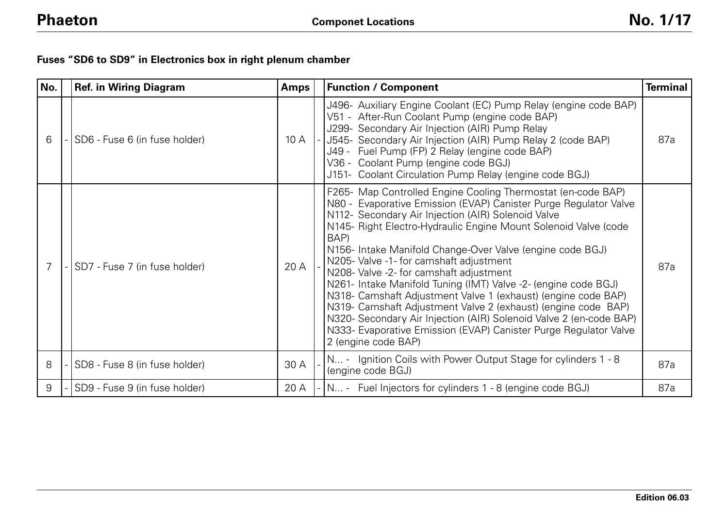**Fuses "SD6 to SD9" in Electronics box in right plenum chamber**

| No. | | Ref. in Wiring Diagram | Amps | | Function / Component | Terminal |
|---|---|---|---|---|---|---|
| 6 | - | SD6 - Fuse 6 (in fuse holder) | 10 A | - | J496- Auxiliary Engine Coolant (EC) Pump Relay (engine code BAP)<br>V51 - After-Run Coolant Pump (engine code BAP)<br>J299- Secondary Air Injection (AIR) Pump Relay<br>J545- Secondary Air Injection (AIR) Pump Relay 2 (code BAP)<br>J49 - Fuel Pump (FP) 2 Relay (engine code BAP)<br>V36 - Coolant Pump (engine code BGJ)<br>J151- Coolant Circulation Pump Relay (engine code BGJ) | 87a |
| 7 | - | SD7 - Fuse 7 (in fuse holder) | 20 A | - | F265- Map Controlled Engine Cooling Thermostat (en-code BAP)<br>N80 - Evaporative Emission (EVAP) Canister Purge Regulator Valve<br>N112- Secondary Air Injection (AIR) Solenoid Valve<br>N145- Right Electro-Hydraulic Engine Mount Solenoid Valve (code BAP)<br>N156- Intake Manifold Change-Over Valve (engine code BGJ)<br>N205- Valve -1- for camshaft adjustment<br>N208- Valve -2- for camshaft adjustment<br>N261- Intake Manifold Tuning (IMT) Valve -2- (engine code BGJ)<br>N318- Camshaft Adjustment Valve 1 (exhaust) (engine code BAP)<br>N319- Camshaft Adjustment Valve 2 (exhaust) (engine code BAP)<br>N320- Secondary Air Injection (AIR) Solenoid Valve 2 (en-code BAP)<br>N333- Evaporative Emission (EVAP) Canister Purge Regulator Valve 2 (engine code BAP) | 87a |
| 8 | - | SD8 - Fuse 8 (in fuse holder) | 30 A | - | N... - Ignition Coils with Power Output Stage for cylinders 1 - 8 (engine code BGJ) | 87a |
| 9 | - | SD9 - Fuse 9 (in fuse holder) | 20 A | - | N... - Fuel Injectors for cylinders 1 - 8 (engine code BGJ) | 87a |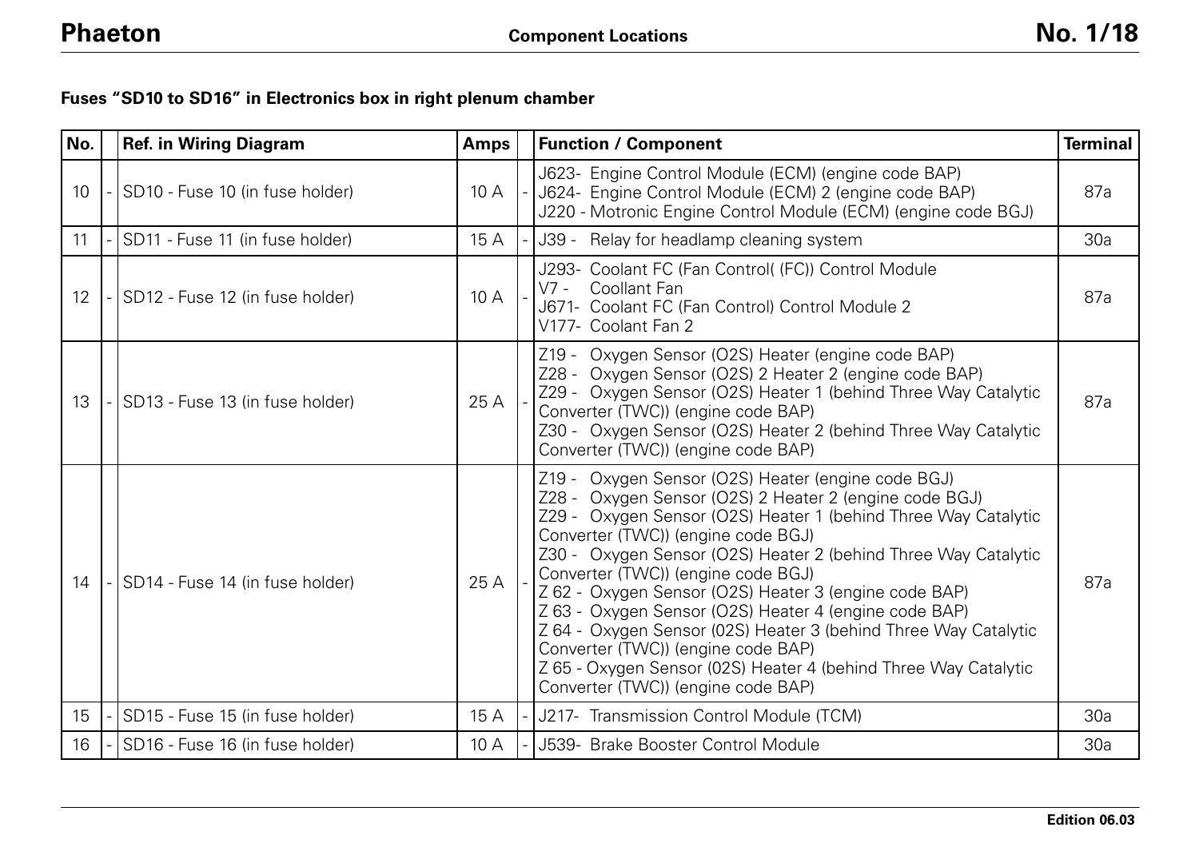**Fuses "SD10 to SD16" in Electronics box in right plenum chamber**

| No. | | Ref. in Wiring Diagram | Amps | | Function / Component | Terminal |
|---|---|---|---|---|---|---|
| 10 | - | SD10 - Fuse 10 (in fuse holder) | 10 A | - | J623- Engine Control Module (ECM) (engine code BAP)<br>J624- Engine Control Module (ECM) 2 (engine code BAP)<br>J220 - Motronic Engine Control Module (ECM) (engine code BGJ) | 87a |
| 11 | - | SD11 - Fuse 11 (in fuse holder) | 15 A | - | J39 - Relay for headlamp cleaning system | 30a |
| 12 | - | SD12 - Fuse 12 (in fuse holder) | 10 A | - | J293- Coolant FC (Fan Control( (FC)) Control Module<br>V7 - Coollant Fan<br>J671- Coolant FC (Fan Control) Control Module 2<br>V177- Coolant Fan 2 | 87a |
| 13 | - | SD13 - Fuse 13 (in fuse holder) | 25 A | - | Z19 - Oxygen Sensor (O2S) Heater (engine code BAP)<br>Z28 - Oxygen Sensor (O2S) 2 Heater 2 (engine code BAP)<br>Z29 - Oxygen Sensor (O2S) Heater 1 (behind Three Way Catalytic Converter (TWC)) (engine code BAP)<br>Z30 - Oxygen Sensor (O2S) Heater 2 (behind Three Way Catalytic Converter (TWC)) (engine code BAP) | 87a |
| 14 | - | SD14 - Fuse 14 (in fuse holder) | 25 A | - | Z19 - Oxygen Sensor (O2S) Heater (engine code BGJ)<br>Z28 - Oxygen Sensor (O2S) 2 Heater 2 (engine code BGJ)<br>Z29 - Oxygen Sensor (O2S) Heater 1 (behind Three Way Catalytic Converter (TWC)) (engine code BGJ)<br>Z30 - Oxygen Sensor (O2S) Heater 2 (behind Three Way Catalytic Converter (TWC)) (engine code BGJ)<br>Z 62 - Oxygen Sensor (O2S) Heater 3 (engine code BAP)<br>Z 63 - Oxygen Sensor (O2S) Heater 4 (engine code BAP)<br>Z 64 - Oxygen Sensor (02S) Heater 3 (behind Three Way Catalytic Converter (TWC)) (engine code BAP)<br>Z 65 - Oxygen Sensor (02S) Heater 4 (behind Three Way Catalytic Converter (TWC)) (engine code BAP) | 87a |
| 15 | - | SD15 - Fuse 15 (in fuse holder) | 15 A | - | J217- Transmission Control Module (TCM) | 30a |
| 16 | - | SD16 - Fuse 16 (in fuse holder) | 10 A | - | J539- Brake Booster Control Module | 30a |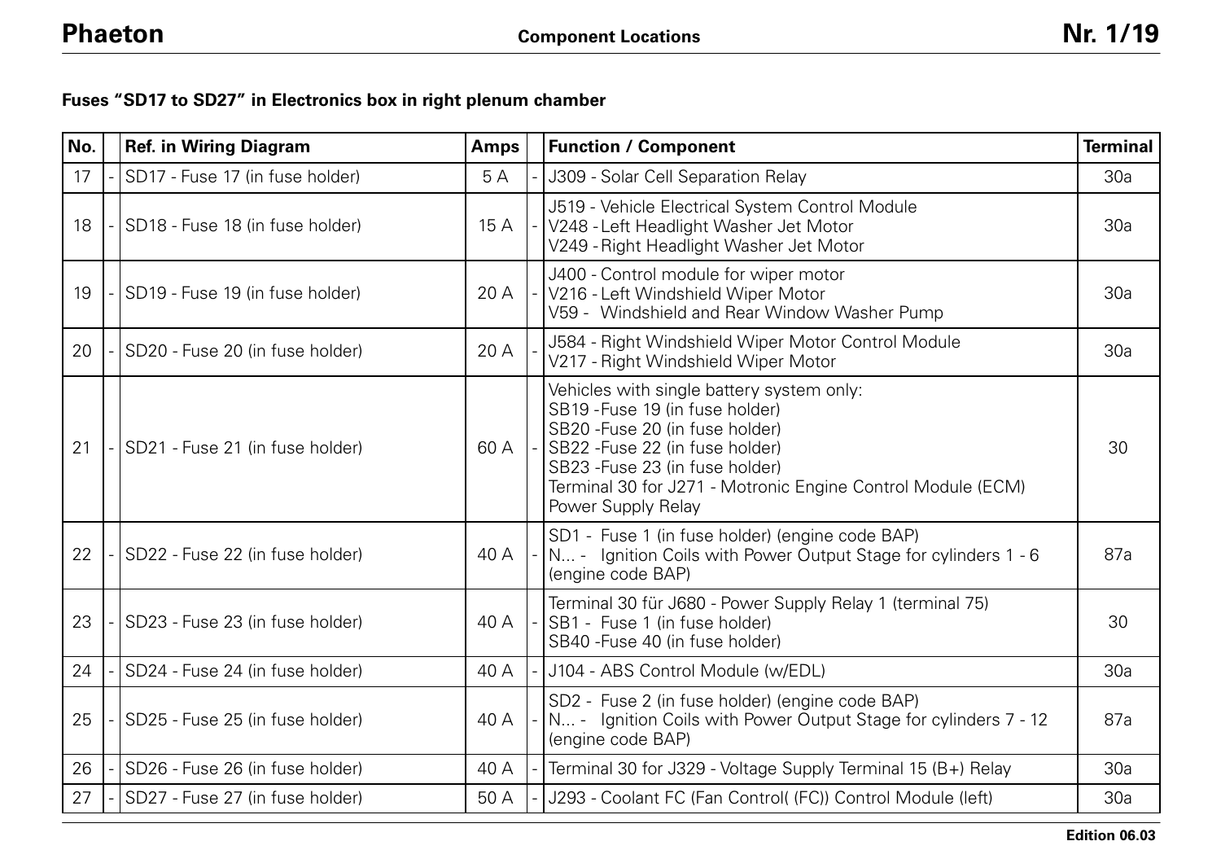**Fuses "SD17 to SD27" in Electronics box in right plenum chamber**

| No. | | Ref. in Wiring Diagram | Amps | | Function / Component | Terminal |
|---|---|---|---|---|---|---|
| 17 | - | SD17 - Fuse 17 (in fuse holder) | 5 A | - | J309 - Solar Cell Separation Relay | 30a |
| 18 | - | SD18 - Fuse 18 (in fuse holder) | 15 A | - | J519 - Vehicle Electrical System Control Module<br>V248 - Left Headlight Washer Jet Motor<br>V249 - Right Headlight Washer Jet Motor | 30a |
| 19 | - | SD19 - Fuse 19 (in fuse holder) | 20 A | - | J400 - Control module for wiper motor<br>V216 - Left Windshield Wiper Motor<br>V59 - Windshield and Rear Window Washer Pump | 30a |
| 20 | - | SD20 - Fuse 20 (in fuse holder) | 20 A | - | J584 - Right Windshield Wiper Motor Control Module<br>V217 - Right Windshield Wiper Motor | 30a |
| 21 | - | SD21 - Fuse 21 (in fuse holder) | 60 A | - | Vehicles with single battery system only:<br>SB19 -Fuse 19 (in fuse holder)<br>SB20 -Fuse 20 (in fuse holder)<br>SB22 -Fuse 22 (in fuse holder)<br>SB23 -Fuse 23 (in fuse holder)<br>Terminal 30 for J271 - Motronic Engine Control Module (ECM) Power Supply Relay | 30 |
| 22 | - | SD22 - Fuse 22 (in fuse holder) | 40 A | - | SD1 - Fuse 1 (in fuse holder) (engine code BAP)<br>N... - Ignition Coils with Power Output Stage for cylinders 1 - 6 (engine code BAP) | 87a |
| 23 | - | SD23 - Fuse 23 (in fuse holder) | 40 A | - | Terminal 30 für J680 - Power Supply Relay 1 (terminal 75)<br>SB1 - Fuse 1 (in fuse holder)<br>SB40 -Fuse 40 (in fuse holder) | 30 |
| 24 | - | SD24 - Fuse 24 (in fuse holder) | 40 A | - | J104 - ABS Control Module (w/EDL) | 30a |
| 25 | - | SD25 - Fuse 25 (in fuse holder) | 40 A | - | SD2 - Fuse 2 (in fuse holder) (engine code BAP)<br>N... - Ignition Coils with Power Output Stage for cylinders 7 - 12 (engine code BAP) | 87a |
| 26 | - | SD26 - Fuse 26 (in fuse holder) | 40 A | - | Terminal 30 for J329 - Voltage Supply Terminal 15 (B+) Relay | 30a |
| 27 | - | SD27 - Fuse 27 (in fuse holder) | 50 A | - | J293 - Coolant FC (Fan Control( (FC)) Control Module (left) | 30a |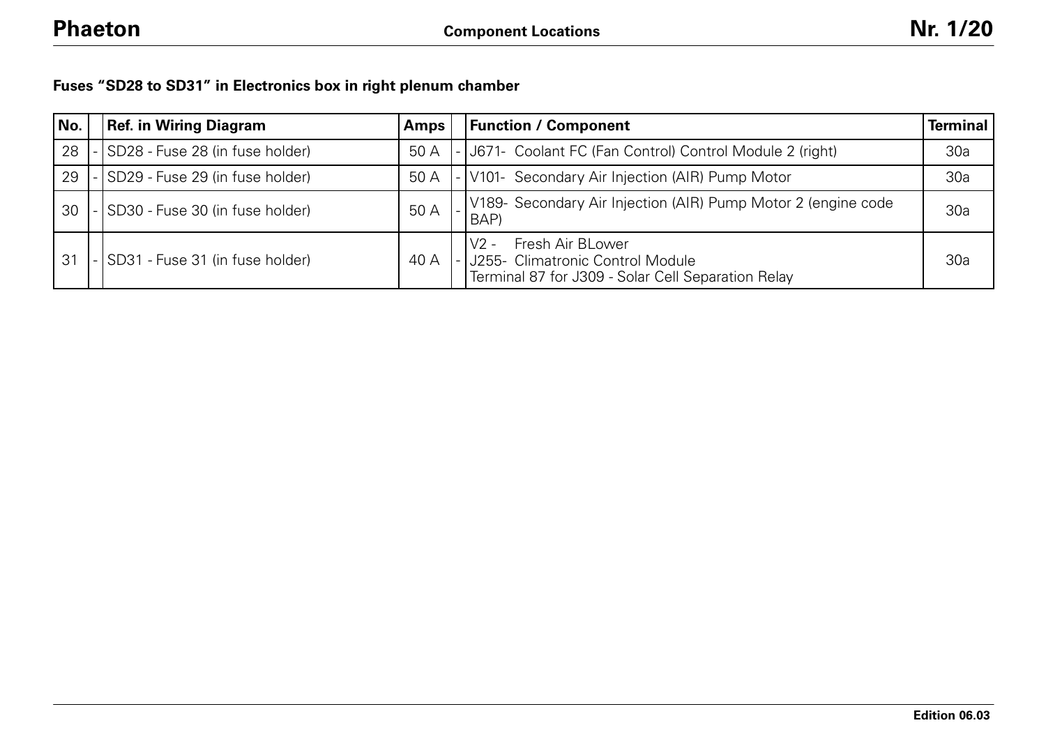**Fuses “SD28 to SD31” in Electronics box in right plenum chamber**

| No. | | Ref. in Wiring Diagram | Amps | | Function / Component | Terminal |
|---|---|---|---|---|---|---|
| 28 | - | SD28 - Fuse 28 (in fuse holder) | 50 A | - | J671- Coolant FC (Fan Control) Control Module 2 (right) | 30a |
| 29 | - | SD29 - Fuse 29 (in fuse holder) | 50 A | - | V101- Secondary Air Injection (AIR) Pump Motor | 30a |
| 30 | - | SD30 - Fuse 30 (in fuse holder) | 50 A | - | V189- Secondary Air Injection (AIR) Pump Motor 2 (engine code BAP) | 30a |
| 31 | - | SD31 - Fuse 31 (in fuse holder) | 40 A | - | V2 - Fresh Air BLower<br>J255- Climatronic Control Module<br>Terminal 87 for J309 - Solar Cell Separation Relay | 30a |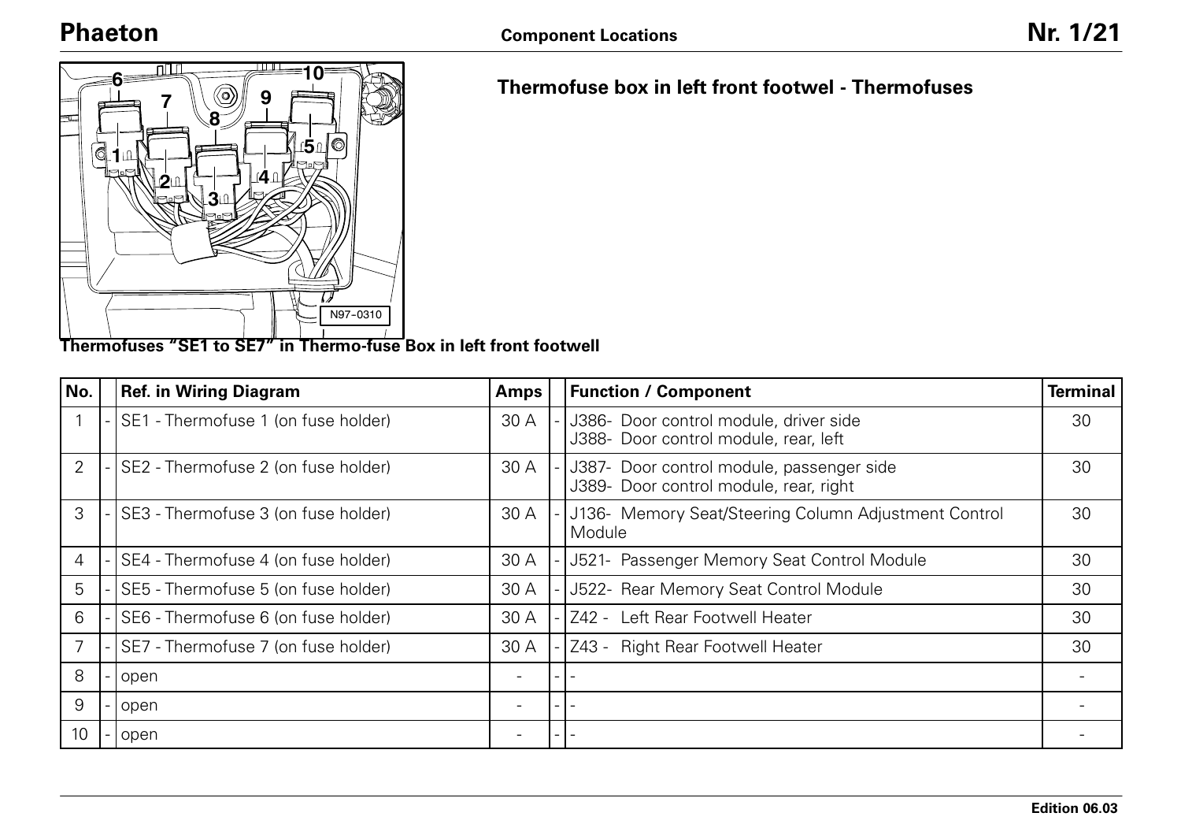## Thermofuse box in left front footwel - Thermofuses

Thermofuses “SE1 to SE7” in Thermo-fuse Box in left front footwell

| No. | | Ref. in Wiring Diagram | Amps | | Function / Component | Terminal |
|---|---|---|---|---|---|---|
| 1 | - | SE1 - Thermofuse 1 (on fuse holder) | 30 A | - | J386- Door control module, driver side<br>J388- Door control module, rear, left | 30 |
| 2 | - | SE2 - Thermofuse 2 (on fuse holder) | 30 A | - | J387- Door control module, passenger side<br>J389- Door control module, rear, right | 30 |
| 3 | - | SE3 - Thermofuse 3 (on fuse holder) | 30 A | - | J136- Memory Seat/Steering Column Adjustment Control Module | 30 |
| 4 | - | SE4 - Thermofuse 4 (on fuse holder) | 30 A | - | J521- Passenger Memory Seat Control Module | 30 |
| 5 | - | SE5 - Thermofuse 5 (on fuse holder) | 30 A | - | J522- Rear Memory Seat Control Module | 30 |
| 6 | - | SE6 - Thermofuse 6 (on fuse holder) | 30 A | - | Z42 - Left Rear Footwell Heater | 30 |
| 7 | - | SE7 - Thermofuse 7 (on fuse holder) | 30 A | - | Z43 - Right Rear Footwell Heater | 30 |
| 8 | - | open | - | - | - | - |
| 9 | - | open | - | - | - | - |
| 10 | - | open | - | - | - | - |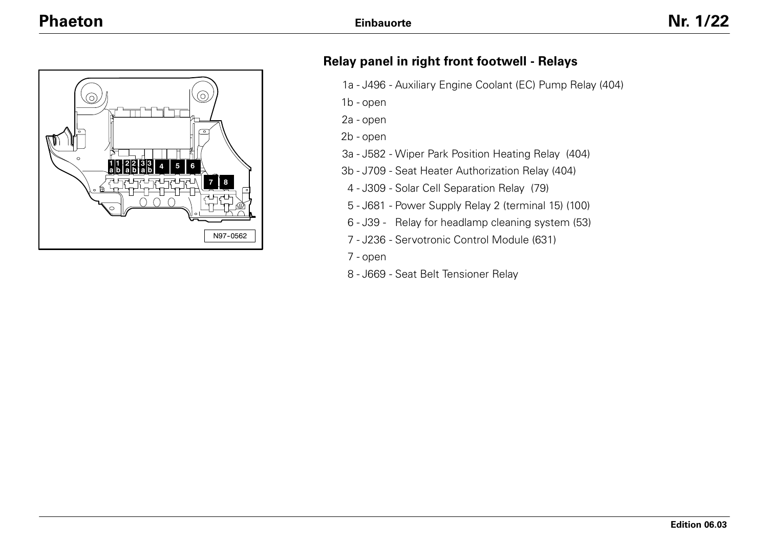## Relay panel in right front footwell - Relays

1a - J496 - Auxiliary Engine Coolant (EC) Pump Relay (404)

1b - open

2a - open

2b - open

3a - J582 - Wiper Park Position Heating Relay (404)

3b - J709 - Seat Heater Authorization Relay (404)

4 - J309 - Solar Cell Separation Relay (79)

5 - J681 - Power Supply Relay 2 (terminal 15) (100)

6 - J39 - Relay for headlamp cleaning system (53)

7 - J236 - Servotronic Control Module (631)

7 - open

8 - J669 - Seat Belt Tensioner Relay

1a 1b 2a 2b 3a 3b 4 5 6 7 8

N97-0562